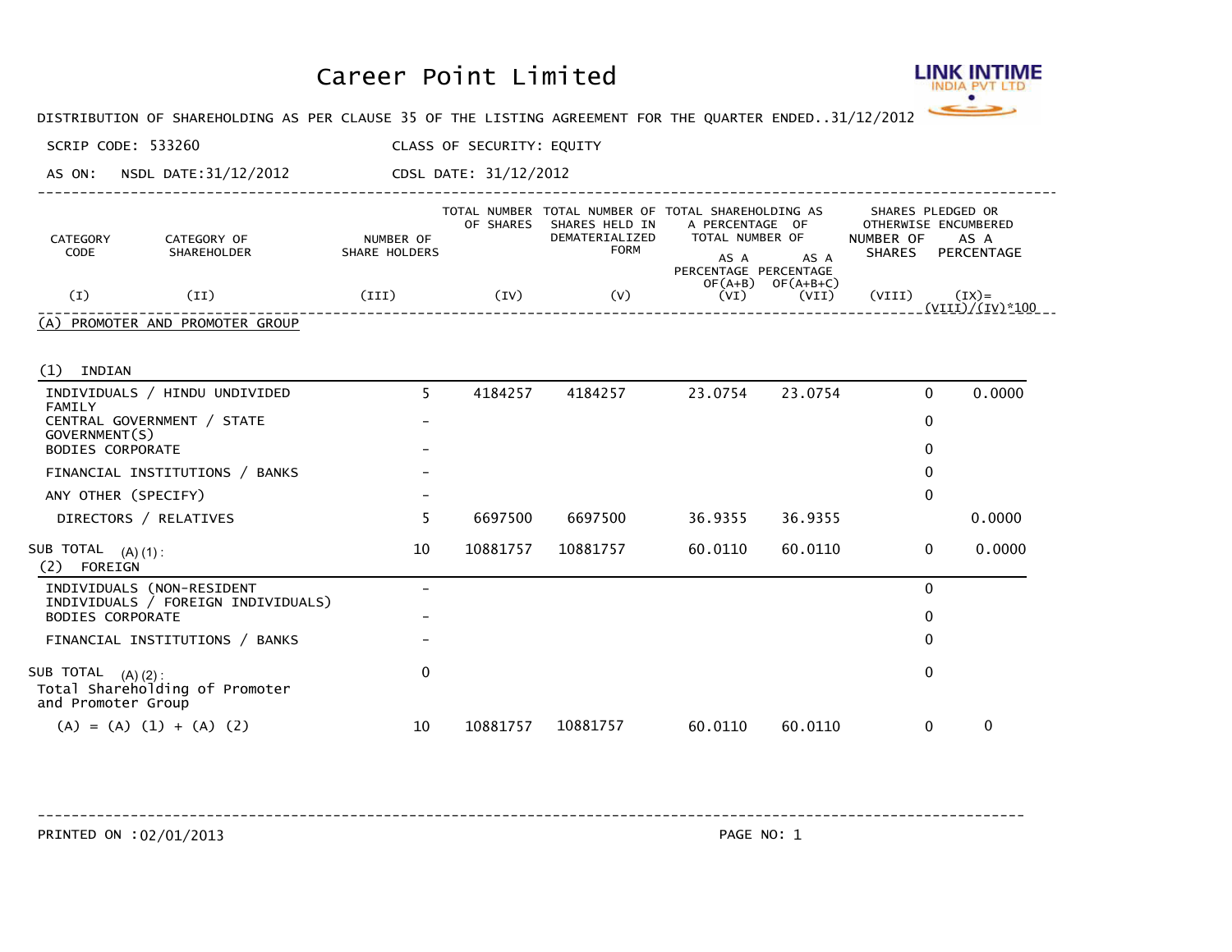# Career Point Limited

DISTRIBUTION OF SHAREHOLDING AS PER CLAUSE 35 OF THE LISTING AGREEMENT FOR THE QUARTER ENDED..31/12/2012

SCRIP CODE: 533260 CLASS OF SECURITY: EQUITY

AS ON: NSDL DATE:31/12/2012 CDSL DATE: 31/12/2012

| CATEGORY CODE | CATEGORY OF SHAREHOLDER | NUMBER OF SHARE HOLDERS | TOTAL NUMBER OF SHARES | TOTAL NUMBER OF SHARES HELD IN DEMATERIALIZED FORM | TOTAL SHAREHOLDING AS A PERCENTAGE OF TOTAL NUMBER OF | | SHARES PLEDGED OR OTHERWISE ENCUMBERED | |
|---|---|---|---|---|---|---|---|---|
| | | | | | AS A PERCENTAGE OF(A+B) | AS A PERCENTAGE OF(A+B+C) | NUMBER OF SHARES | AS A PERCENTAGE |
| (I) | (II) | (III) | (IV) | (V) | (VI) | (VII) | (VIII) | (IX)= (VIII)/(IV)*100 |
| (A) | PROMOTER AND PROMOTER GROUP | | | | | | | |
| (1) | INDIAN | | | | | | | |
| | INDIVIDUALS / HINDU UNDIVIDED FAMILY | 5 | 4184257 | 4184257 | 23.0754 | 23.0754 | 0 | 0.0000 |
| | CENTRAL GOVERNMENT / STATE GOVERNMENT(S) | - | | | | | 0 | |
| | BODIES CORPORATE | - | | | | | 0 | |
| | FINANCIAL INSTITUTIONS / BANKS | - | | | | | 0 | |
| | ANY OTHER (SPECIFY) | - | | | | | 0 | |
| | DIRECTORS / RELATIVES | 5 | 6697500 | 6697500 | 36.9355 | 36.9355 | | 0.0000 |
| | SUB TOTAL (A)(1): | 10 | 10881757 | 10881757 | 60.0110 | 60.0110 | 0 | 0.0000 |
| (2) | FOREIGN | | | | | | | |
| | INDIVIDUALS (NON-RESIDENT INDIVIDUALS / FOREIGN INDIVIDUALS) | - | | | | | 0 | |
| | BODIES CORPORATE | - | | | | | 0 | |
| | FINANCIAL INSTITUTIONS / BANKS | - | | | | | 0 | |
| | SUB TOTAL (A)(2): | 0 | | | | | 0 | |
| | Total Shareholding of Promoter and Promoter Group (A) = (A) (1) + (A) (2) | 10 | 10881757 | 10881757 | 60.0110 | 60.0110 | 0 | 0 |

PRINTED ON :02/01/2013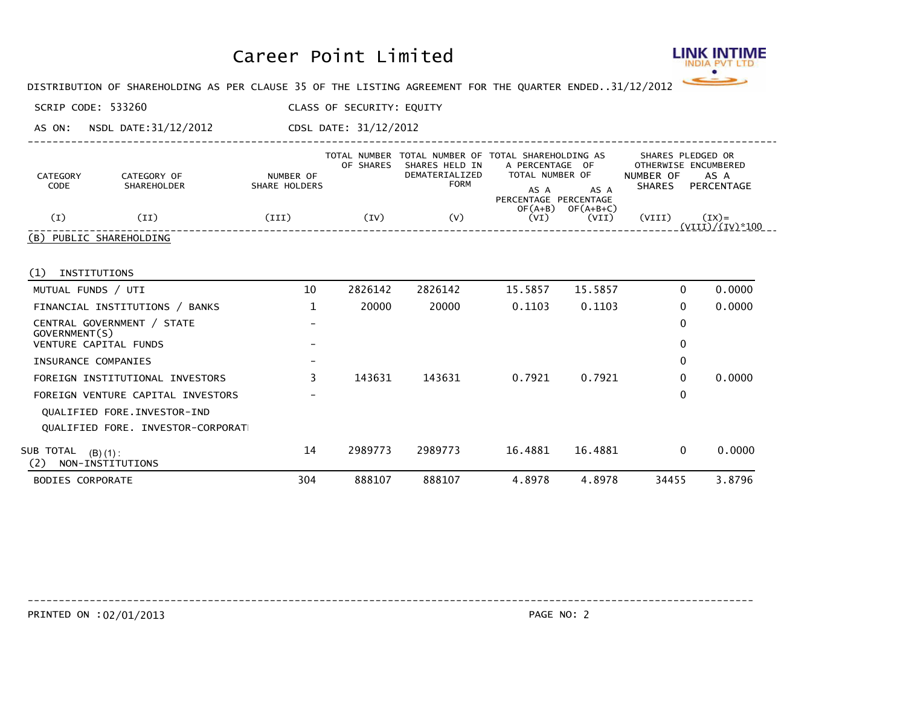# Career Point Limited

LINK INTIME INDIA PVT LTD

DISTRIBUTION OF SHAREHOLDING AS PER CLAUSE 35 OF THE LISTING AGREEMENT FOR THE QUARTER ENDED..31/12/2012

SCRIP CODE: 533260 CLASS OF SECURITY: EQUITY

AS ON: NSDL DATE:31/12/2012 CDSL DATE: 31/12/2012

| CATEGORY CODE | CATEGORY OF SHAREHOLDER | NUMBER OF SHARE HOLDERS | TOTAL NUMBER OF SHARES | TOTAL NUMBER OF SHARES HELD IN DEMATERIALIZED FORM | TOTAL SHAREHOLDING AS A PERCENTAGE OF TOTAL NUMBER OF | | SHARES PLEDGED OR OTHERWISE ENCUMBERED | |
|---|---|---|---|---|---|---|---|---|
| | | | | | AS A PERCENTAGE OF(A+B) | AS A PERCENTAGE OF(A+B+C) | NUMBER OF SHARES | AS A PERCENTAGE |
| (I) | (II) | (III) | (IV) | (V) | (VI) | (VII) | (VIII) | (IX)= (VIII)/(IV)*100 |
| (B) | PUBLIC SHAREHOLDING | | | | | | | |
| (1) | INSTITUTIONS | | | | | | | |
| | MUTUAL FUNDS / UTI | 10 | 2826142 | 2826142 | 15.5857 | 15.5857 | 0 | 0.0000 |
| | FINANCIAL INSTITUTIONS / BANKS | 1 | 20000 | 20000 | 0.1103 | 0.1103 | 0 | 0.0000 |
| | CENTRAL GOVERNMENT / STATE GOVERNMENT(S) | - | | | | | 0 | |
| | VENTURE CAPITAL FUNDS | - | | | | | 0 | |
| | INSURANCE COMPANIES | - | | | | | 0 | |
| | FOREIGN INSTITUTIONAL INVESTORS | 3 | 143631 | 143631 | 0.7921 | 0.7921 | 0 | 0.0000 |
| | FOREIGN VENTURE CAPITAL INVESTORS | - | | | | | 0 | |
| | QUALIFIED FORE.INVESTOR-IND | | | | | | | |
| | QUALIFIED FORE. INVESTOR-CORPORAT | | | | | | | |
| | SUB TOTAL (B)(1): | 14 | 2989773 | 2989773 | 16.4881 | 16.4881 | 0 | 0.0000 |
| (2) | NON-INSTITUTIONS | | | | | | | |
| | BODIES CORPORATE | 304 | 888107 | 888107 | 4.8978 | 4.8978 | 34455 | 3.8796 |

PRINTED ON :02/01/2013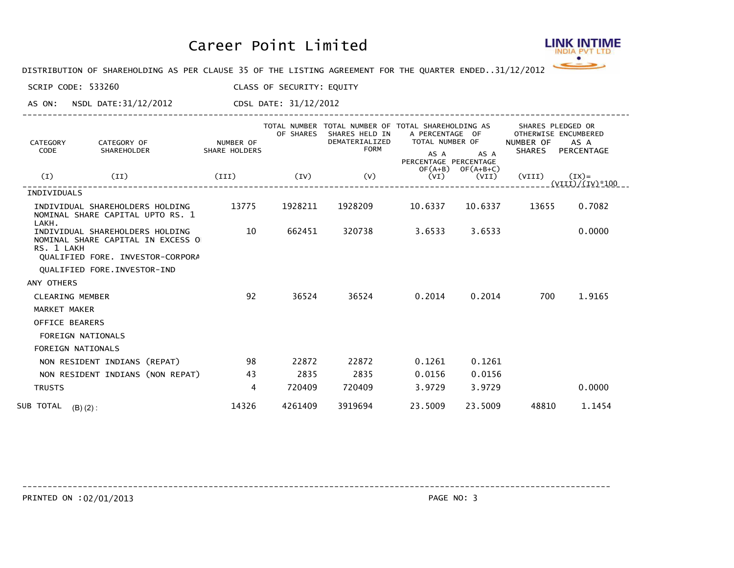# Career Point Limited

DISTRIBUTION OF SHAREHOLDING AS PER CLAUSE 35 OF THE LISTING AGREEMENT FOR THE QUARTER ENDED..31/12/2012

SCRIP CODE: 533260 CLASS OF SECURITY: EQUITY

AS ON: NSDL DATE:31/12/2012 CDSL DATE: 31/12/2012

| CATEGORY CODE | CATEGORY OF SHAREHOLDER | NUMBER OF SHARE HOLDERS | TOTAL NUMBER OF SHARES | TOTAL NUMBER OF SHARES HELD IN DEMATERIALIZED FORM | TOTAL SHAREHOLDING AS A PERCENTAGE OF TOTAL NUMBER OF | | SHARES PLEDGED OR OTHERWISE ENCUMBERED | |
|---|---|---|---|---|---|---|---|---|
| | | | | | AS A PERCENTAGE OF(A+B) | AS A PERCENTAGE OF(A+B+C) | NUMBER OF SHARES | AS A PERCENTAGE |
| (I) | (II) | (III) | (IV) | (V) | (VI) | (VII) | (VIII) | (IX)= (VIII)/(IV)*100 |
| INDIVIDUALS | | | | | | | | |
| | INDIVIDUAL SHAREHOLDERS HOLDING NOMINAL SHARE CAPITAL UPTO RS. 1 LAKH. | 13775 | 1928211 | 1928209 | 10.6337 | 10.6337 | 13655 | 0.7082 |
| | INDIVIDUAL SHAREHOLDERS HOLDING NOMINAL SHARE CAPITAL IN EXCESS O RS. 1 LAKH | 10 | 662451 | 320738 | 3.6533 | 3.6533 | | 0.0000 |
| | QUALIFIED FORE. INVESTOR-CORPORA | | | | | | | |
| | QUALIFIED FORE.INVESTOR-IND | | | | | | | |
| ANY OTHERS | | | | | | | | |
| | CLEARING MEMBER | 92 | 36524 | 36524 | 0.2014 | 0.2014 | 700 | 1.9165 |
| | MARKET MAKER | | | | | | | |
| | OFFICE BEARERS | | | | | | | |
| | FOREIGN NATIONALS | | | | | | | |
| | FOREIGN NATIONALS | | | | | | | |
| | NON RESIDENT INDIANS (REPAT) | 98 | 22872 | 22872 | 0.1261 | 0.1261 | | |
| | NON RESIDENT INDIANS (NON REPAT) | 43 | 2835 | 2835 | 0.0156 | 0.0156 | | |
| | TRUSTS | 4 | 720409 | 720409 | 3.9729 | 3.9729 | | 0.0000 |
| SUB TOTAL (B) (2) : | | 14326 | 4261409 | 3919694 | 23.5009 | 23.5009 | 48810 | 1.1454 |

PRINTED ON : 02/01/2013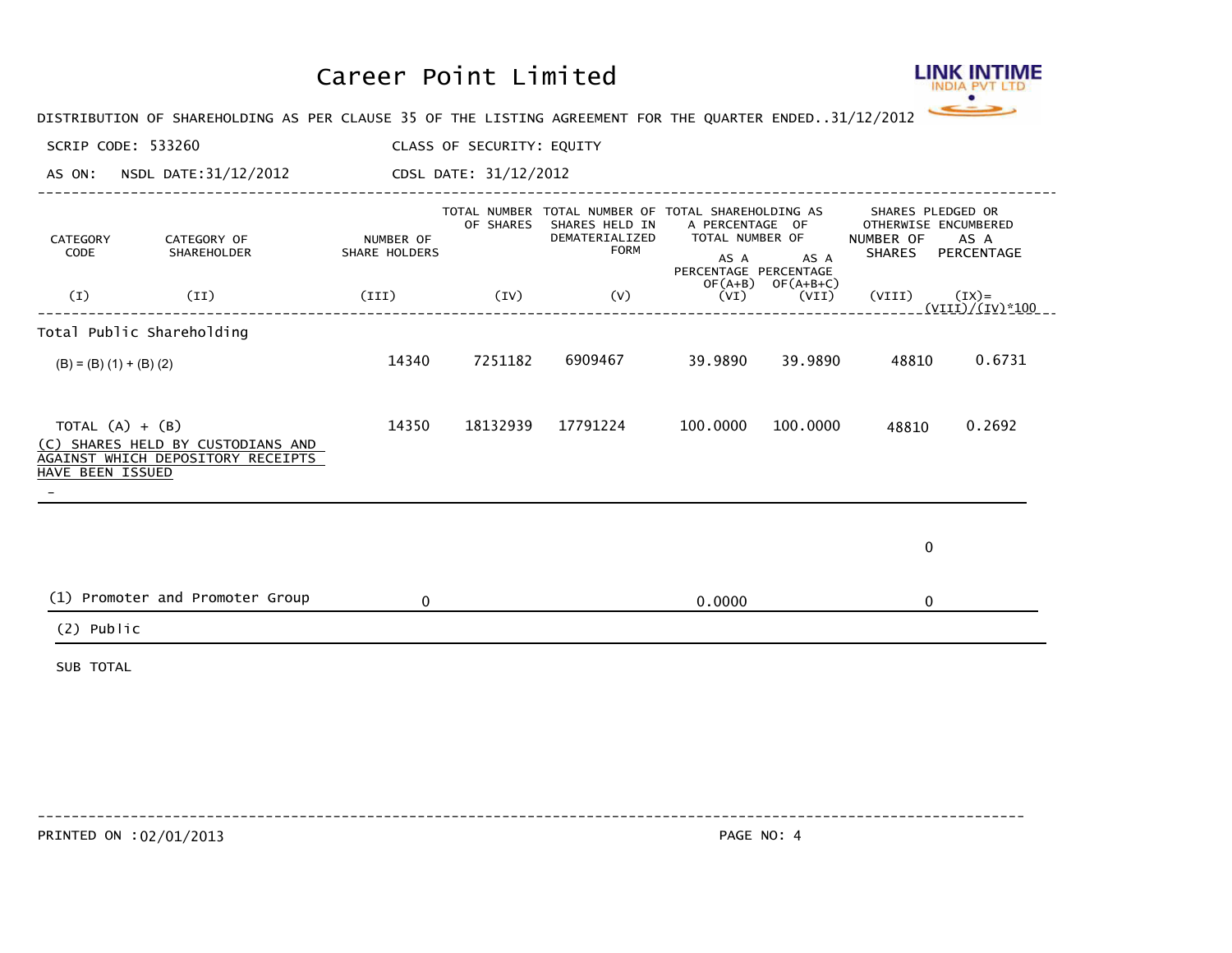# Career Point Limited

DISTRIBUTION OF SHAREHOLDING AS PER CLAUSE 35 OF THE LISTING AGREEMENT FOR THE QUARTER ENDED..31/12/2012

SCRIP CODE: 533260 CLASS OF SECURITY: EQUITY

AS ON: NSDL DATE:31/12/2012 CDSL DATE: 31/12/2012

| CATEGORY CODE | CATEGORY OF SHAREHOLDER | NUMBER OF SHARE HOLDERS | TOTAL NUMBER OF SHARES | TOTAL NUMBER OF SHARES HELD IN DEMATERIALIZED FORM | TOTAL SHAREHOLDING AS A PERCENTAGE OF TOTAL NUMBER OF | | SHARES PLEDGED OR OTHERWISE ENCUMBERED | |
|---|---|---|---|---|---|---|---|---|
| | | | | | AS A PERCENTAGE OF(A+B) | AS A PERCENTAGE OF(A+B+C) | NUMBER OF SHARES | AS A PERCENTAGE |
| (I) | (II) | (III) | (IV) | (V) | (VI) | (VII) | (VIII) | (IX)= (VIII)/(IV)*100 |
| Total Public Shareholding | | | | | | | | |
| (B) = (B) (1) + (B) (2) | | 14340 | 7251182 | 6909467 | 39.9890 | 39.9890 | 48810 | 0.6731 |
| TOTAL (A) + (B) | | 14350 | 18132939 | 17791224 | 100.0000 | 100.0000 | 48810 | 0.2692 |
| (C) SHARES HELD BY CUSTODIANS AND AGAINST WHICH DEPOSITORY RECEIPTS HAVE BEEN ISSUED | | | | | | | | |
| - | | | | | | | | |
| | | | | | | | 0 | |
| (1) | Promoter and Promoter Group | 0 | | | 0.0000 | | 0 | |
| (2) | Public | | | | | | | |
| | SUB TOTAL | | | | | | | |

PRINTED ON :02/01/2013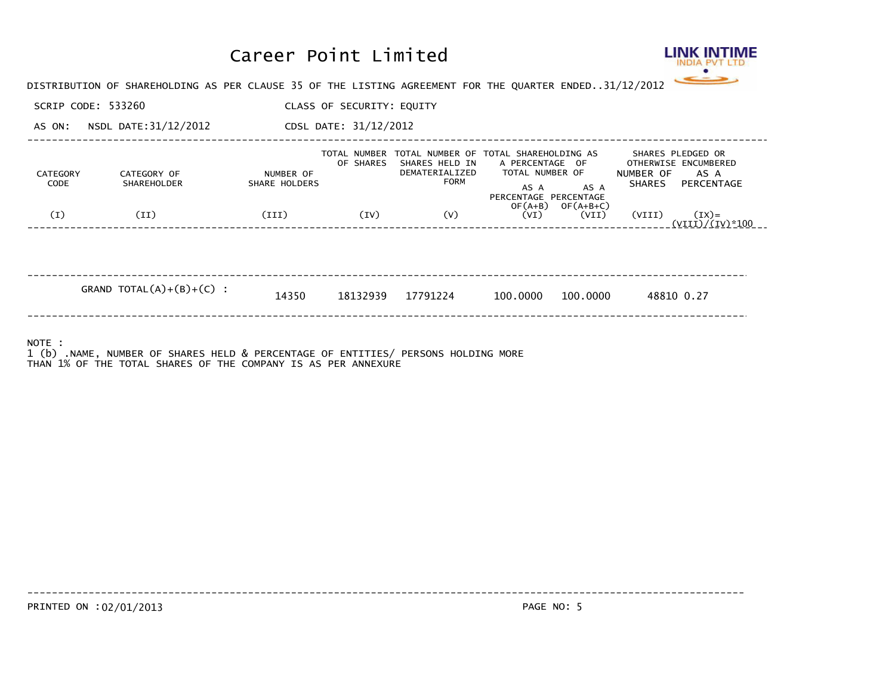# Career Point Limited

DISTRIBUTION OF SHAREHOLDING AS PER CLAUSE 35 OF THE LISTING AGREEMENT FOR THE QUARTER ENDED..31/12/2012

SCRIP CODE: 533260 CLASS OF SECURITY: EQUITY

AS ON: NSDL DATE:31/12/2012 CDSL DATE: 31/12/2012

| CATEGORY CODE | CATEGORY OF SHAREHOLDER | NUMBER OF SHARE HOLDERS | TOTAL NUMBER OF SHARES | TOTAL NUMBER OF SHARES HELD IN DEMATERIALIZED FORM | TOTAL SHAREHOLDING AS A PERCENTAGE OF TOTAL NUMBER OF | | SHARES PLEDGED OR OTHERWISE ENCUMBERED | |
|---|---|---|---|---|---|---|---|---|
| | | | | | AS A PERCENTAGE OF(A+B) | AS A PERCENTAGE OF(A+B+C) | NUMBER OF SHARES | AS A PERCENTAGE |
| (I) | (II) | (III) | (IV) | (V) | (VI) | (VII) | (VIII) | (IX)= (VIII)/(IV)*100 |
| | GRAND TOTAL(A)+(B)+(C) : | 14350 | 18132939 | 17791224 | 100.0000 | 100.0000 | 48810 | 0.27 |

NOTE :
1 (b) .NAME, NUMBER OF SHARES HELD & PERCENTAGE OF ENTITIES/ PERSONS HOLDING MORE THAN 1% OF THE TOTAL SHARES OF THE COMPANY IS AS PER ANNEXURE

PRINTED ON :02/01/2013